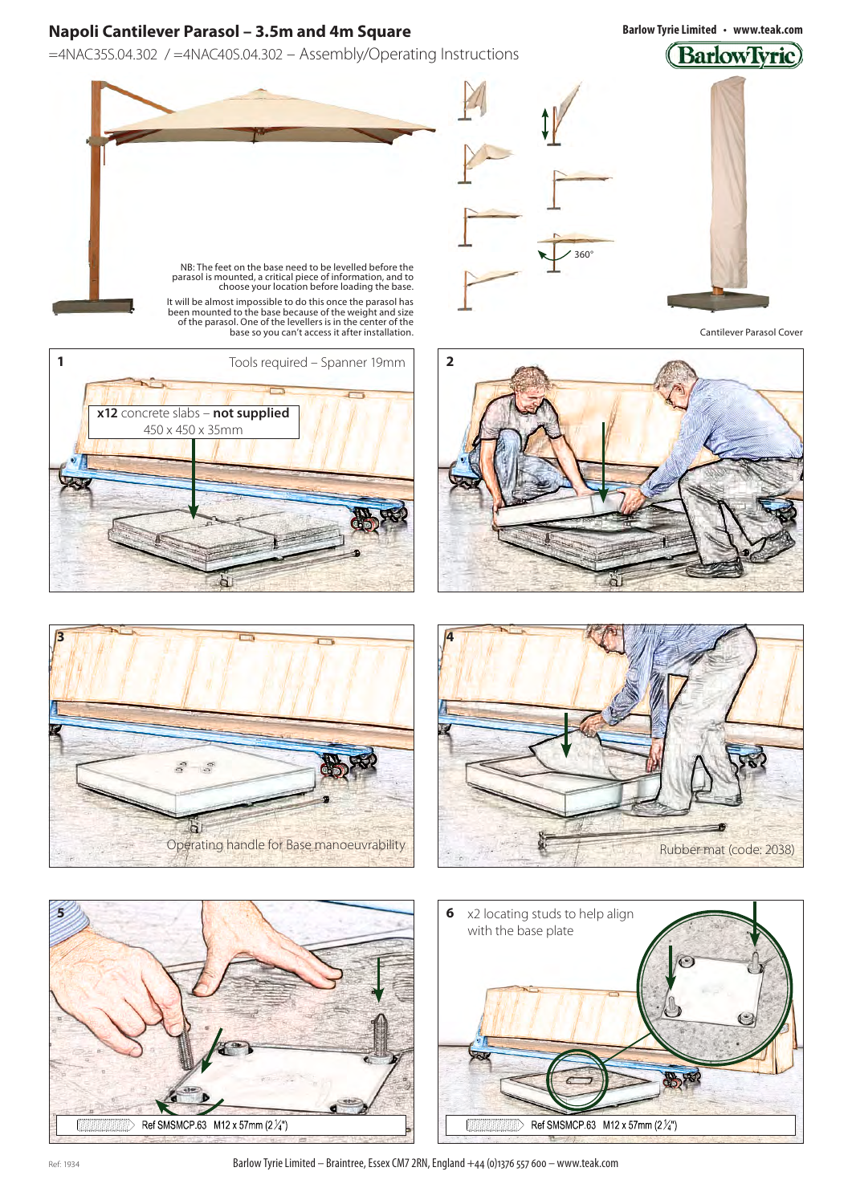# Napoli Cantilever Parasol – 3.5m and 4m Square

=4NAC35S.04.302 / =4NAC40S.04.302 – Assembly/Operating Instructions

Barlow Tyrie Limited • www.teak.com

NB: The feet on the base need to be levelled before the parasol is mounted, a critical piece of information, and to choose your location before loading the base.

It will be almost impossible to do this once the parasol has been mounted to the base because of the weight and size of the parasol. One of the levellers is in the center of the base so you can't access it after installation.

360°

Cantilever Parasol Cover

**1** Tools required – Spanner 19mm

**x12** concrete slabs – **not supplied**
450 x 450 x 35mm

**2**

**3**

Operating handle for Base manoeuvrability

**4**

Rubber mat (code: 2038)

**5**

Ref SMSMCP.63 M12 x 57mm (2 ¼")

**6** x2 locating studs to help align with the base plate

Ref SMSMCP.63 M12 x 57mm (2 ¼")

Ref: 1934

Barlow Tyrie Limited – Braintree, Essex CM7 2RN, England +44 (0)1376 557 600 – www.teak.com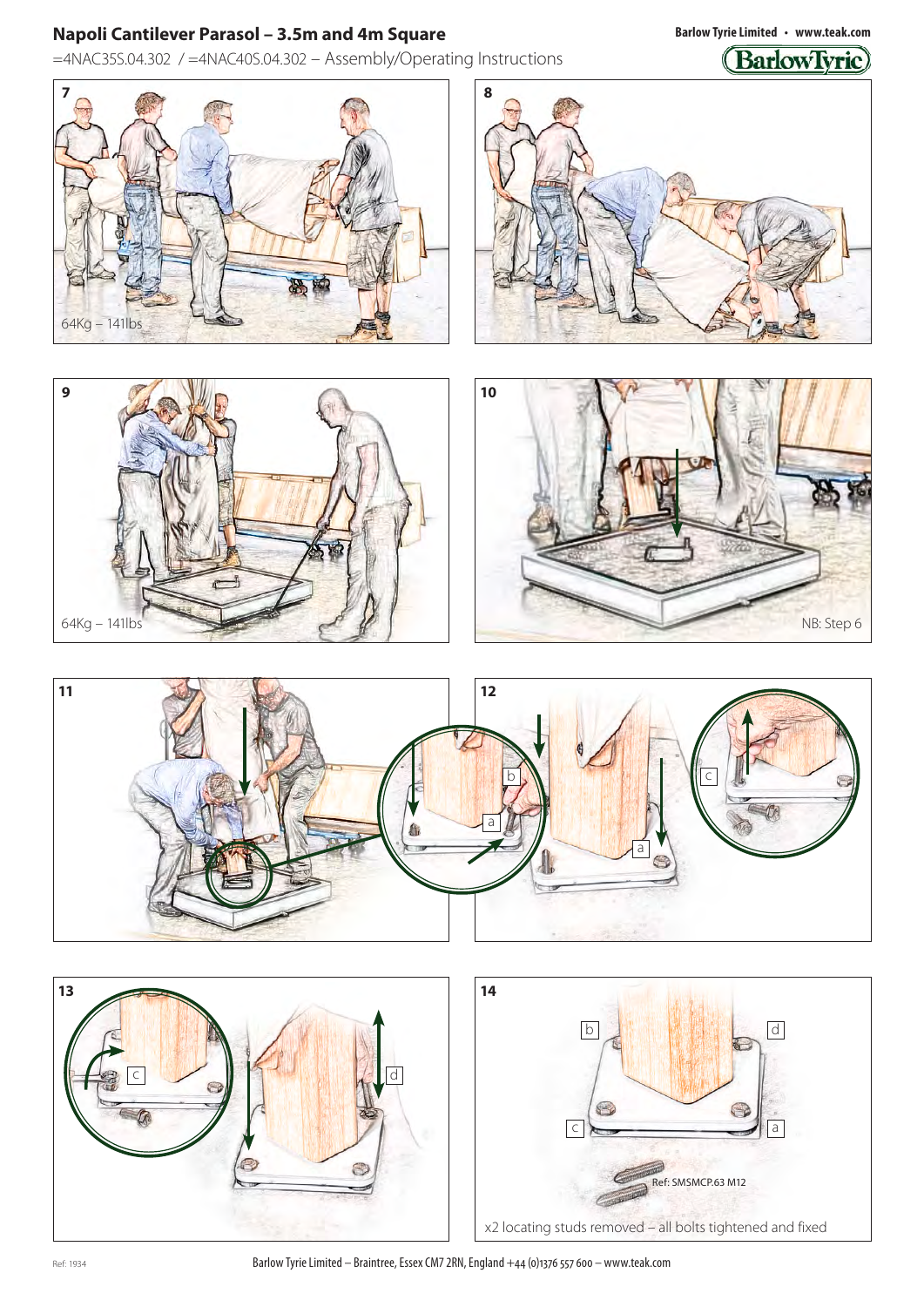# Napoli Cantilever Parasol – 3.5m and 4m Square

=4NAC35S.04.302 / =4NAC40S.04.302 – Assembly/Operating Instructions

**Barlow Tyrie Limited • www.teak.com**

7

64Kg – 141lbs

8

9

64Kg – 141lbs

10

NB: Step 6

11

12

a b c

13

c d

14

b d c a

Ref: SMSMCP.63 M12

x2 locating studs removed – all bolts tightened and fixed

Ref: 1934

Barlow Tyrie Limited – Braintree, Essex CM7 2RN, England +44 (0)1376 557 600 – www.teak.com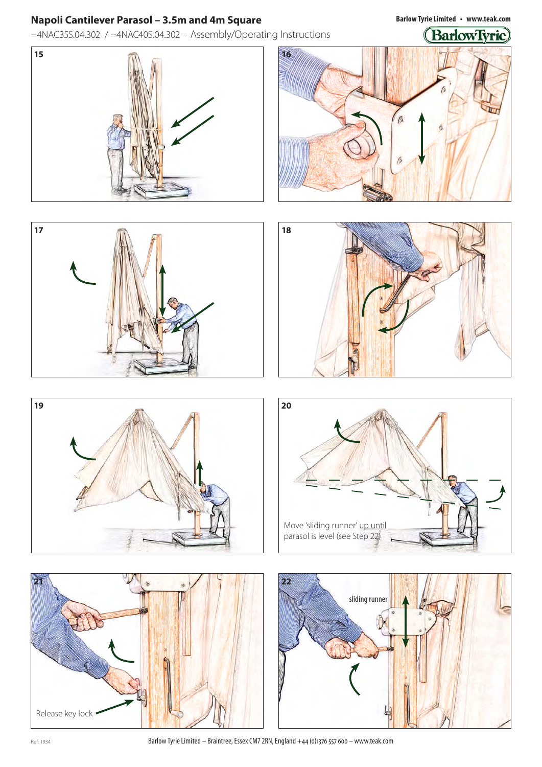# Napoli Cantilever Parasol – 3.5m and 4m Square

=4NAC35S.04.302 / =4NAC40S.04.302 – Assembly/Operating Instructions

15

16

17

18

19

20

Move 'sliding runner' up until parasol is level (see Step 22)

21

Release key lock

22

sliding runner

Ref: 1934

Barlow Tyrie Limited – Braintree, Essex CM7 2RN, England +44 (0)1376 557 600 – www.teak.com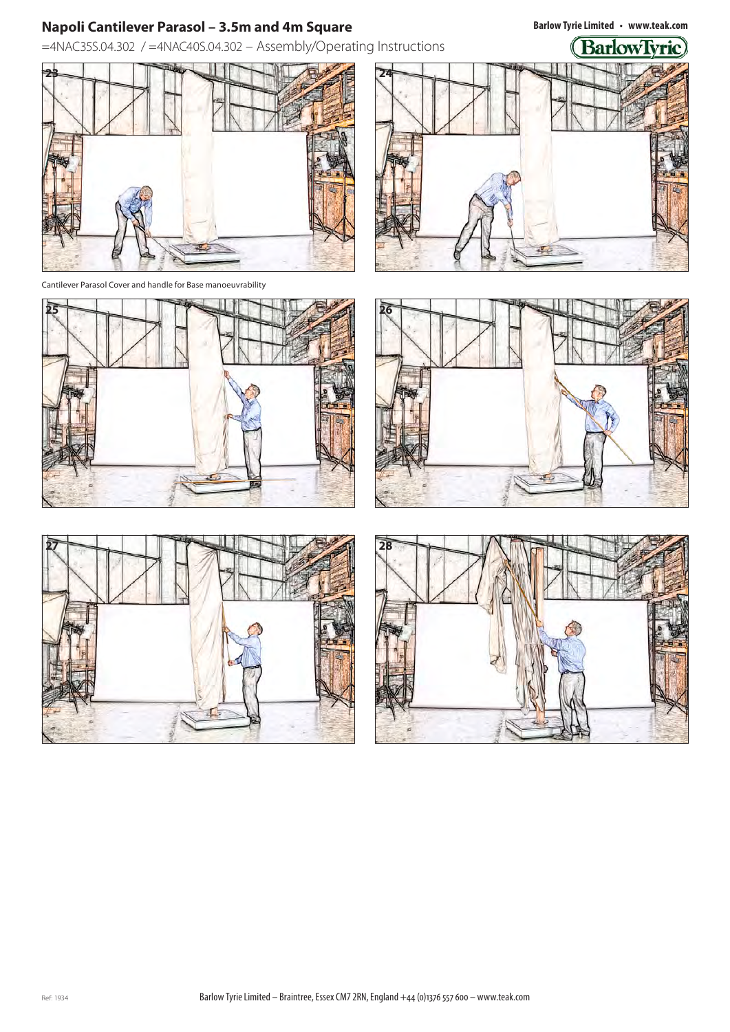# Napoli Cantilever Parasol – 3.5m and 4m Square

=4NAC35S.04.302 / =4NAC40S.04.302 – Assembly/Operating Instructions

23

24

Cantilever Parasol Cover and handle for Base manoeuvrability

25

26

27

28

Ref: 1934

Barlow Tyrie Limited – Braintree, Essex CM7 2RN, England +44 (0)1376 557 600 – www.teak.com